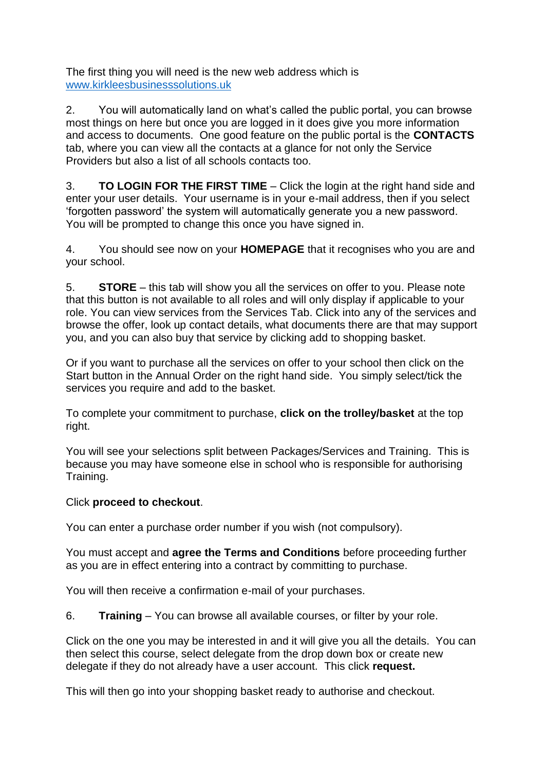The first thing you will need is the new web address which is [www.kirkleesbusinesssolutions.uk](http://www.kirkleesbusinesssolutions.uk)

2. You will automatically land on what's called the public portal, you can browse most things on here but once you are logged in it does give you more information and access to documents. One good feature on the public portal is the **CONTACTS** tab, where you can view all the contacts at a glance for not only the Service Providers but also a list of all schools contacts too.

3. **TO LOGIN FOR THE FIRST TIME** – Click the login at the right hand side and enter your user details. Your username is in your e-mail address, then if you select 'forgotten password' the system will automatically generate you a new password. You will be prompted to change this once you have signed in.

4. You should see now on your **HOMEPAGE** that it recognises who you are and your school.

5. **STORE** – this tab will show you all the services on offer to you. Please note that this button is not available to all roles and will only display if applicable to your role. You can view services from the Services Tab. Click into any of the services and browse the offer, look up contact details, what documents there are that may support you, and you can also buy that service by clicking add to shopping basket.

Or if you want to purchase all the services on offer to your school then click on the Start button in the Annual Order on the right hand side. You simply select/tick the services you require and add to the basket.

To complete your commitment to purchase, **click on the trolley/basket** at the top right.

You will see your selections split between Packages/Services and Training. This is because you may have someone else in school who is responsible for authorising Training.

Click **proceed to checkout**.

You can enter a purchase order number if you wish (not compulsory).

You must accept and **agree the Terms and Conditions** before proceeding further as you are in effect entering into a contract by committing to purchase.

You will then receive a confirmation e-mail of your purchases.

6. **Training** – You can browse all available courses, or filter by your role.

Click on the one you may be interested in and it will give you all the details. You can then select this course, select delegate from the drop down box or create new delegate if they do not already have a user account. This click **request.**

This will then go into your shopping basket ready to authorise and checkout.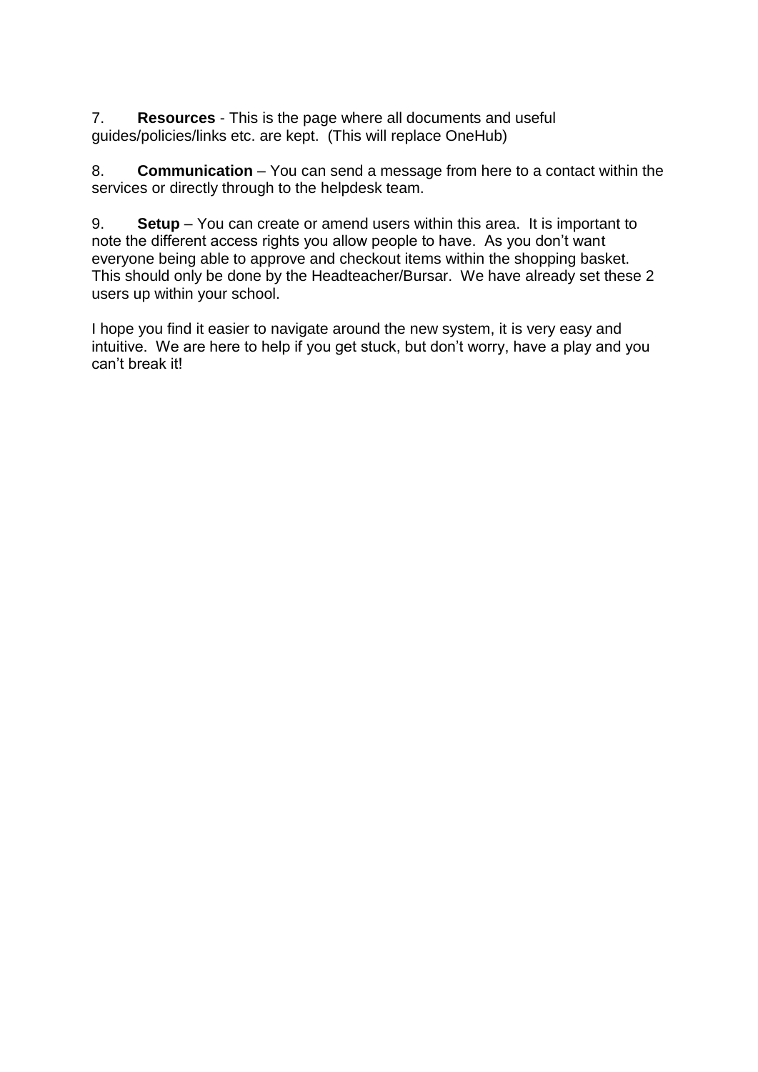7. **Resources** - This is the page where all documents and useful guides/policies/links etc. are kept. (This will replace OneHub)

8. **Communication** – You can send a message from here to a contact within the services or directly through to the helpdesk team.

9. **Setup** – You can create or amend users within this area. It is important to note the different access rights you allow people to have. As you don't want everyone being able to approve and checkout items within the shopping basket. This should only be done by the Headteacher/Bursar. We have already set these 2 users up within your school.

I hope you find it easier to navigate around the new system, it is very easy and intuitive. We are here to help if you get stuck, but don't worry, have a play and you can't break it!